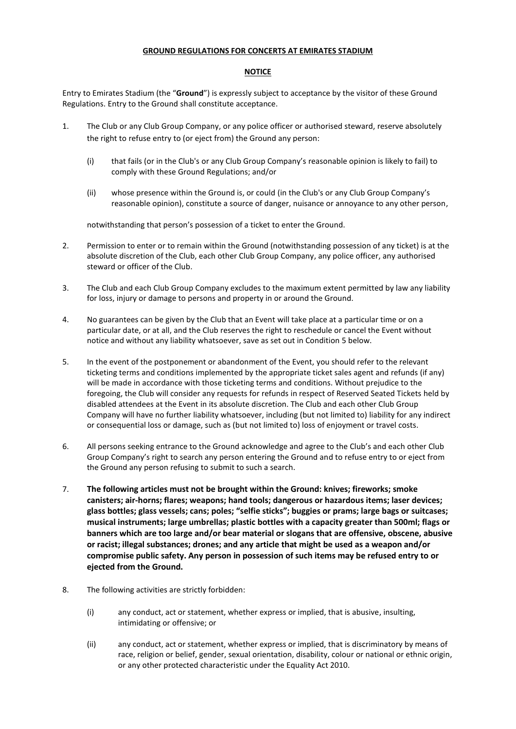**GROUND REGULATIONS FOR CONCERTS AT EMIRATES STADIUM**

**NOTICE**

Entry to Emirates Stadium (the "**Ground**") is expressly subject to acceptance by the visitor of these Ground Regulations. Entry to the Ground shall constitute acceptance.

1. The Club or any Club Group Company, or any police officer or authorised steward, reserve absolutely the right to refuse entry to (or eject from) the Ground any person:

   (i) that fails (or in the Club's or any Club Group Company's reasonable opinion is likely to fail) to comply with these Ground Regulations; and/or

   (ii) whose presence within the Ground is, or could (in the Club's or any Club Group Company's reasonable opinion), constitute a source of danger, nuisance or annoyance to any other person,

   notwithstanding that person's possession of a ticket to enter the Ground.

2. Permission to enter or to remain within the Ground (notwithstanding possession of any ticket) is at the absolute discretion of the Club, each other Club Group Company, any police officer, any authorised steward or officer of the Club.

3. The Club and each Club Group Company excludes to the maximum extent permitted by law any liability for loss, injury or damage to persons and property in or around the Ground.

4. No guarantees can be given by the Club that an Event will take place at a particular time or on a particular date, or at all, and the Club reserves the right to reschedule or cancel the Event without notice and without any liability whatsoever, save as set out in Condition 5 below.

5. In the event of the postponement or abandonment of the Event, you should refer to the relevant ticketing terms and conditions implemented by the appropriate ticket sales agent and refunds (if any) will be made in accordance with those ticketing terms and conditions. Without prejudice to the foregoing, the Club will consider any requests for refunds in respect of Reserved Seated Tickets held by disabled attendees at the Event in its absolute discretion. The Club and each other Club Group Company will have no further liability whatsoever, including (but not limited to) liability for any indirect or consequential loss or damage, such as (but not limited to) loss of enjoyment or travel costs.

6. All persons seeking entrance to the Ground acknowledge and agree to the Club's and each other Club Group Company's right to search any person entering the Ground and to refuse entry to or eject from the Ground any person refusing to submit to such a search.

7. **The following articles must not be brought within the Ground: knives; fireworks; smoke canisters; air-horns; flares; weapons; hand tools; dangerous or hazardous items; laser devices; glass bottles; glass vessels; cans; poles; "selfie sticks"; buggies or prams; large bags or suitcases; musical instruments; large umbrellas; plastic bottles with a capacity greater than 500ml; flags or banners which are too large and/or bear material or slogans that are offensive, obscene, abusive or racist; illegal substances; drones; and any article that might be used as a weapon and/or compromise public safety. Any person in possession of such items may be refused entry to or ejected from the Ground.**

8. The following activities are strictly forbidden:

   (i) any conduct, act or statement, whether express or implied, that is abusive, insulting, intimidating or offensive; or

   (ii) any conduct, act or statement, whether express or implied, that is discriminatory by means of race, religion or belief, gender, sexual orientation, disability, colour or national or ethnic origin, or any other protected characteristic under the Equality Act 2010.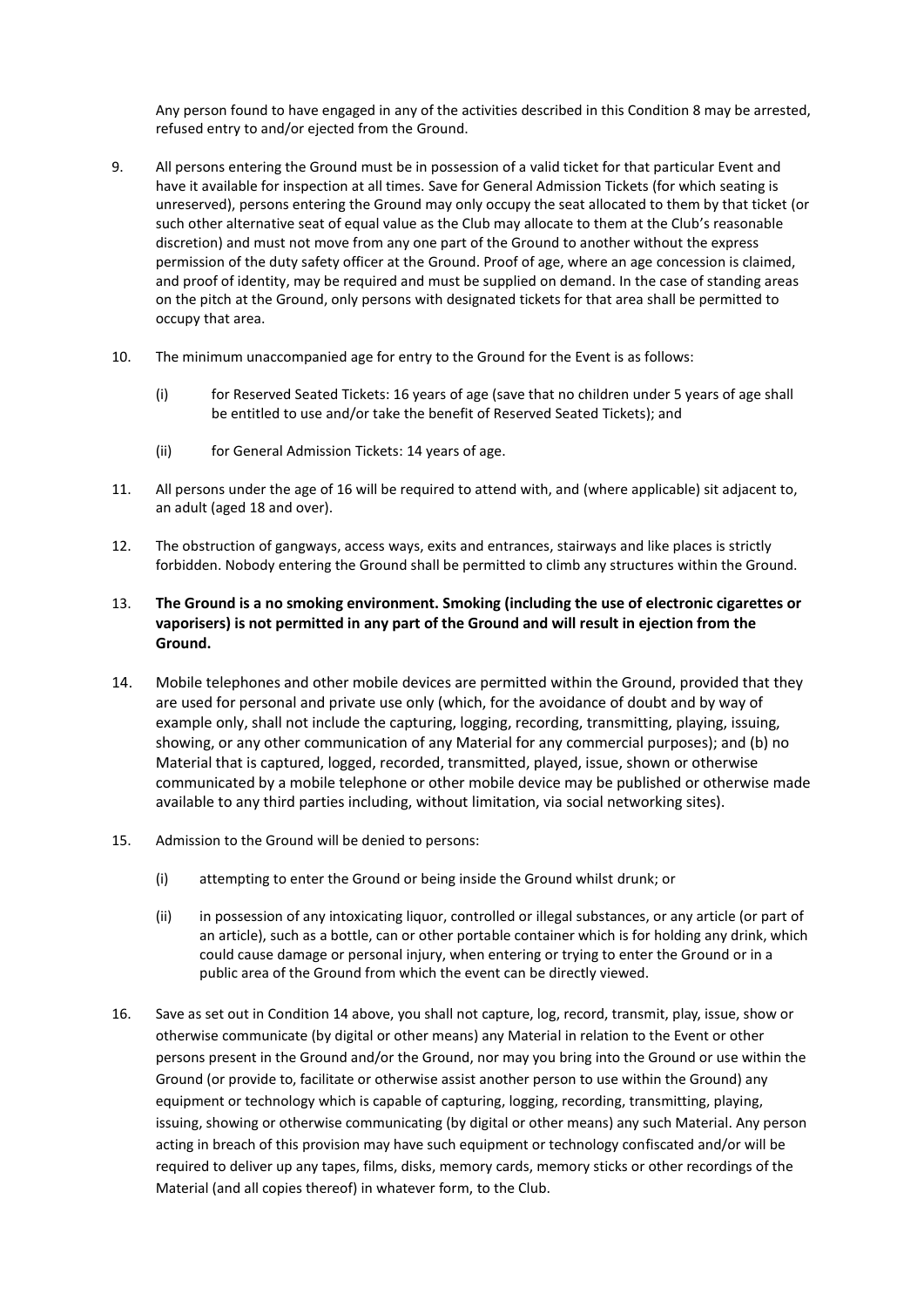Any person found to have engaged in any of the activities described in this Condition 8 may be arrested, refused entry to and/or ejected from the Ground.

9. All persons entering the Ground must be in possession of a valid ticket for that particular Event and have it available for inspection at all times. Save for General Admission Tickets (for which seating is unreserved), persons entering the Ground may only occupy the seat allocated to them by that ticket (or such other alternative seat of equal value as the Club may allocate to them at the Club's reasonable discretion) and must not move from any one part of the Ground to another without the express permission of the duty safety officer at the Ground. Proof of age, where an age concession is claimed, and proof of identity, may be required and must be supplied on demand. In the case of standing areas on the pitch at the Ground, only persons with designated tickets for that area shall be permitted to occupy that area.

10. The minimum unaccompanied age for entry to the Ground for the Event is as follows:

    (i) for Reserved Seated Tickets: 16 years of age (save that no children under 5 years of age shall be entitled to use and/or take the benefit of Reserved Seated Tickets); and

    (ii) for General Admission Tickets: 14 years of age.

11. All persons under the age of 16 will be required to attend with, and (where applicable) sit adjacent to, an adult (aged 18 and over).

12. The obstruction of gangways, access ways, exits and entrances, stairways and like places is strictly forbidden. Nobody entering the Ground shall be permitted to climb any structures within the Ground.

13. **The Ground is a no smoking environment. Smoking (including the use of electronic cigarettes or vaporisers) is not permitted in any part of the Ground and will result in ejection from the Ground.**

14. Mobile telephones and other mobile devices are permitted within the Ground, provided that they are used for personal and private use only (which, for the avoidance of doubt and by way of example only, shall not include the capturing, logging, recording, transmitting, playing, issuing, showing, or any other communication of any Material for any commercial purposes); and (b) no Material that is captured, logged, recorded, transmitted, played, issue, shown or otherwise communicated by a mobile telephone or other mobile device may be published or otherwise made available to any third parties including, without limitation, via social networking sites).

15. Admission to the Ground will be denied to persons:

    (i) attempting to enter the Ground or being inside the Ground whilst drunk; or

    (ii) in possession of any intoxicating liquor, controlled or illegal substances, or any article (or part of an article), such as a bottle, can or other portable container which is for holding any drink, which could cause damage or personal injury, when entering or trying to enter the Ground or in a public area of the Ground from which the event can be directly viewed.

16. Save as set out in Condition 14 above, you shall not capture, log, record, transmit, play, issue, show or otherwise communicate (by digital or other means) any Material in relation to the Event or other persons present in the Ground and/or the Ground, nor may you bring into the Ground or use within the Ground (or provide to, facilitate or otherwise assist another person to use within the Ground) any equipment or technology which is capable of capturing, logging, recording, transmitting, playing, issuing, showing or otherwise communicating (by digital or other means) any such Material. Any person acting in breach of this provision may have such equipment or technology confiscated and/or will be required to deliver up any tapes, films, disks, memory cards, memory sticks or other recordings of the Material (and all copies thereof) in whatever form, to the Club.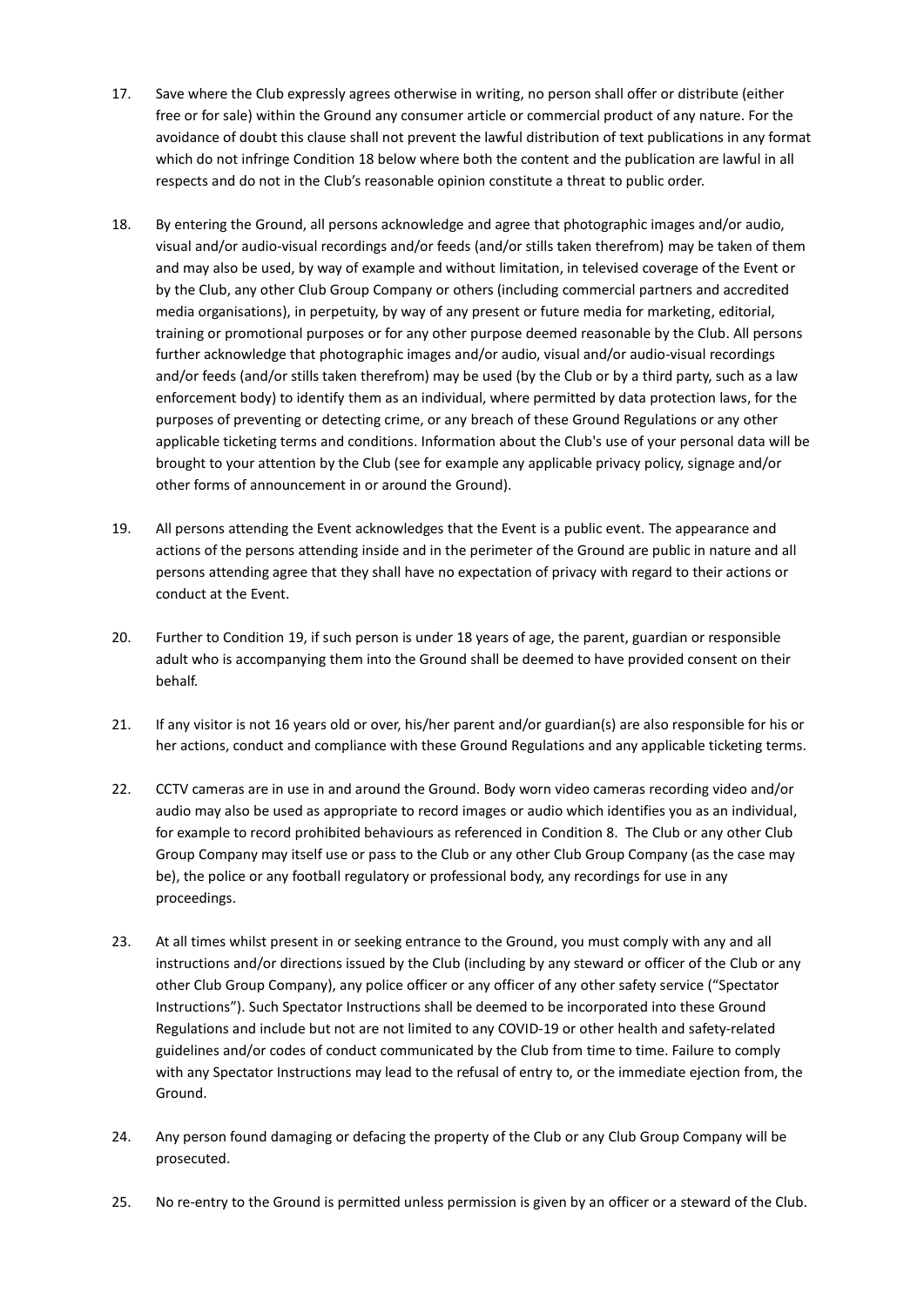17. Save where the Club expressly agrees otherwise in writing, no person shall offer or distribute (either free or for sale) within the Ground any consumer article or commercial product of any nature. For the avoidance of doubt this clause shall not prevent the lawful distribution of text publications in any format which do not infringe Condition 18 below where both the content and the publication are lawful in all respects and do not in the Club's reasonable opinion constitute a threat to public order.

18. By entering the Ground, all persons acknowledge and agree that photographic images and/or audio, visual and/or audio-visual recordings and/or feeds (and/or stills taken therefrom) may be taken of them and may also be used, by way of example and without limitation, in televised coverage of the Event or by the Club, any other Club Group Company or others (including commercial partners and accredited media organisations), in perpetuity, by way of any present or future media for marketing, editorial, training or promotional purposes or for any other purpose deemed reasonable by the Club. All persons further acknowledge that photographic images and/or audio, visual and/or audio-visual recordings and/or feeds (and/or stills taken therefrom) may be used (by the Club or by a third party, such as a law enforcement body) to identify them as an individual, where permitted by data protection laws, for the purposes of preventing or detecting crime, or any breach of these Ground Regulations or any other applicable ticketing terms and conditions. Information about the Club's use of your personal data will be brought to your attention by the Club (see for example any applicable privacy policy, signage and/or other forms of announcement in or around the Ground).

19. All persons attending the Event acknowledges that the Event is a public event. The appearance and actions of the persons attending inside and in the perimeter of the Ground are public in nature and all persons attending agree that they shall have no expectation of privacy with regard to their actions or conduct at the Event.

20. Further to Condition 19, if such person is under 18 years of age, the parent, guardian or responsible adult who is accompanying them into the Ground shall be deemed to have provided consent on their behalf.

21. If any visitor is not 16 years old or over, his/her parent and/or guardian(s) are also responsible for his or her actions, conduct and compliance with these Ground Regulations and any applicable ticketing terms.

22. CCTV cameras are in use in and around the Ground. Body worn video cameras recording video and/or audio may also be used as appropriate to record images or audio which identifies you as an individual, for example to record prohibited behaviours as referenced in Condition 8. The Club or any other Club Group Company may itself use or pass to the Club or any other Club Group Company (as the case may be), the police or any football regulatory or professional body, any recordings for use in any proceedings.

23. At all times whilst present in or seeking entrance to the Ground, you must comply with any and all instructions and/or directions issued by the Club (including by any steward or officer of the Club or any other Club Group Company), any police officer or any officer of any other safety service ("Spectator Instructions"). Such Spectator Instructions shall be deemed to be incorporated into these Ground Regulations and include but not are not limited to any COVID-19 or other health and safety-related guidelines and/or codes of conduct communicated by the Club from time to time. Failure to comply with any Spectator Instructions may lead to the refusal of entry to, or the immediate ejection from, the Ground.

24. Any person found damaging or defacing the property of the Club or any Club Group Company will be prosecuted.

25. No re-entry to the Ground is permitted unless permission is given by an officer or a steward of the Club.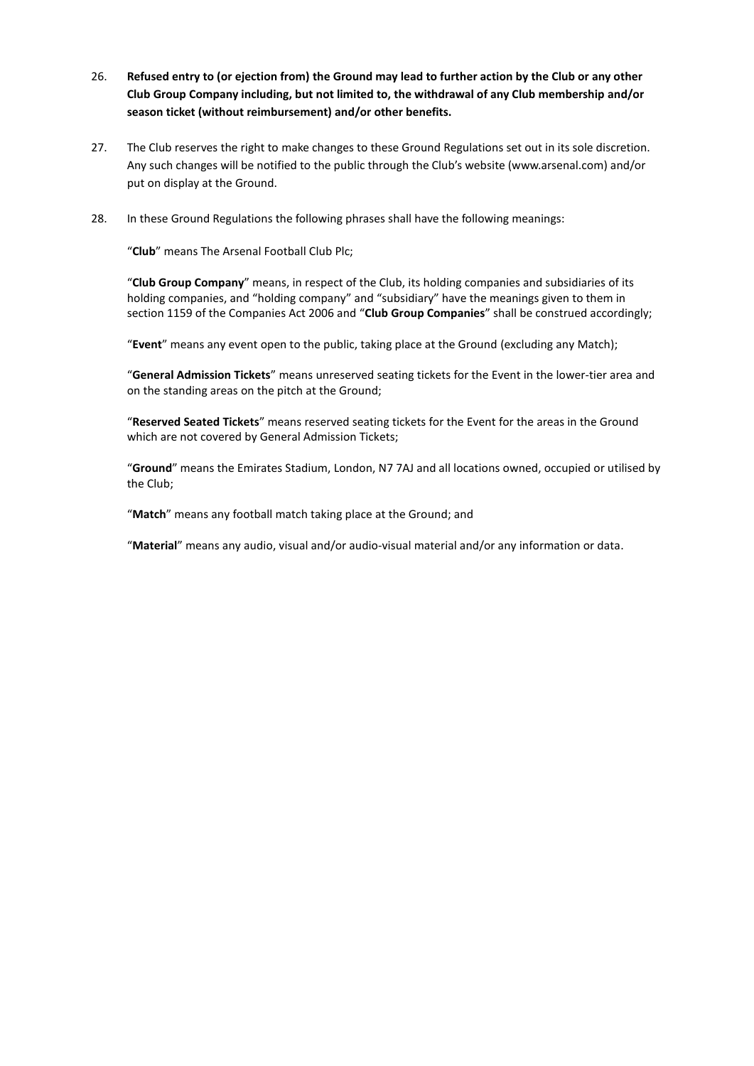26. **Refused entry to (or ejection from) the Ground may lead to further action by the Club or any other Club Group Company including, but not limited to, the withdrawal of any Club membership and/or season ticket (without reimbursement) and/or other benefits.**

27. The Club reserves the right to make changes to these Ground Regulations set out in its sole discretion. Any such changes will be notified to the public through the Club's website (www.arsenal.com) and/or put on display at the Ground.

28. In these Ground Regulations the following phrases shall have the following meanings:

    "**Club**" means The Arsenal Football Club Plc;

    "**Club Group Company**" means, in respect of the Club, its holding companies and subsidiaries of its holding companies, and "holding company" and "subsidiary" have the meanings given to them in section 1159 of the Companies Act 2006 and "**Club Group Companies**" shall be construed accordingly;

    "**Event**" means any event open to the public, taking place at the Ground (excluding any Match);

    "**General Admission Tickets**" means unreserved seating tickets for the Event in the lower-tier area and on the standing areas on the pitch at the Ground;

    "**Reserved Seated Tickets**" means reserved seating tickets for the Event for the areas in the Ground which are not covered by General Admission Tickets;

    "**Ground**" means the Emirates Stadium, London, N7 7AJ and all locations owned, occupied or utilised by the Club;

    "**Match**" means any football match taking place at the Ground; and

    "**Material**" means any audio, visual and/or audio-visual material and/or any information or data.